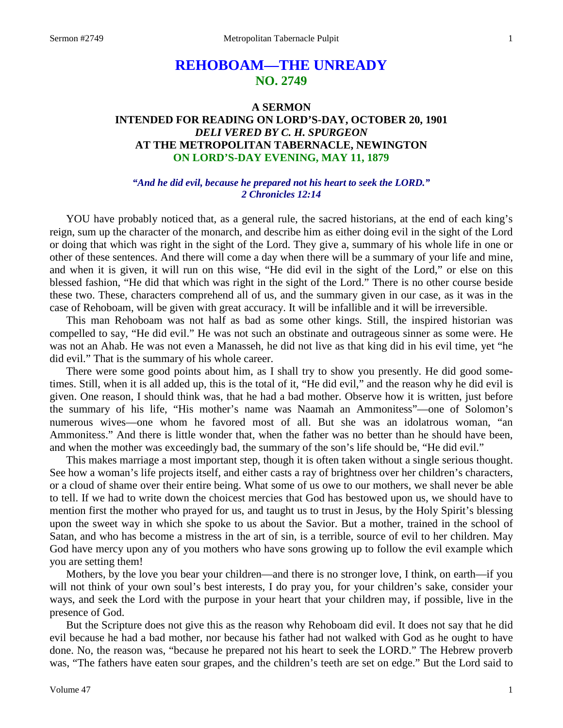# REHOBOAM—THE UNREADY
## NO. 2749

### A SERMON
### INTENDED FOR READING ON LORD'S-DAY, OCTOBER 20, 1901
### *DELI VERED BY C. H. SPURGEON*
### AT THE METROPOLITAN TABERNACLE, NEWINGTON
### ON LORD'S-DAY EVENING, MAY 11, 1879

***"And he did evil, because he prepared not his heart to seek the LORD."***
***2 Chronicles 12:14***

YOU have probably noticed that, as a general rule, the sacred historians, at the end of each king's reign, sum up the character of the monarch, and describe him as either doing evil in the sight of the Lord or doing that which was right in the sight of the Lord. They give a, summary of his whole life in one or other of these sentences. And there will come a day when there will be a summary of your life and mine, and when it is given, it will run on this wise, "He did evil in the sight of the Lord," or else on this blessed fashion, "He did that which was right in the sight of the Lord." There is no other course beside these two. These, characters comprehend all of us, and the summary given in our case, as it was in the case of Rehoboam, will be given with great accuracy. It will be infallible and it will be irreversible.

This man Rehoboam was not half as bad as some other kings. Still, the inspired historian was compelled to say, "He did evil." He was not such an obstinate and outrageous sinner as some were. He was not an Ahab. He was not even a Manasseh, he did not live as that king did in his evil time, yet "he did evil." That is the summary of his whole career.

There were some good points about him, as I shall try to show you presently. He did good sometimes. Still, when it is all added up, this is the total of it, "He did evil," and the reason why he did evil is given. One reason, I should think was, that he had a bad mother. Observe how it is written, just before the summary of his life, "His mother's name was Naamah an Ammonitess"—one of Solomon's numerous wives—one whom he favored most of all. But she was an idolatrous woman, "an Ammonitess." And there is little wonder that, when the father was no better than he should have been, and when the mother was exceedingly bad, the summary of the son's life should be, "He did evil."

This makes marriage a most important step, though it is often taken without a single serious thought. See how a woman's life projects itself, and either casts a ray of brightness over her children's characters, or a cloud of shame over their entire being. What some of us owe to our mothers, we shall never be able to tell. If we had to write down the choicest mercies that God has bestowed upon us, we should have to mention first the mother who prayed for us, and taught us to trust in Jesus, by the Holy Spirit's blessing upon the sweet way in which she spoke to us about the Savior. But a mother, trained in the school of Satan, and who has become a mistress in the art of sin, is a terrible, source of evil to her children. May God have mercy upon any of you mothers who have sons growing up to follow the evil example which you are setting them!

Mothers, by the love you bear your children—and there is no stronger love, I think, on earth—if you will not think of your own soul's best interests, I do pray you, for your children's sake, consider your ways, and seek the Lord with the purpose in your heart that your children may, if possible, live in the presence of God.

But the Scripture does not give this as the reason why Rehoboam did evil. It does not say that he did evil because he had a bad mother, nor because his father had not walked with God as he ought to have done. No, the reason was, "because he prepared not his heart to seek the LORD." The Hebrew proverb was, "The fathers have eaten sour grapes, and the children's teeth are set on edge." But the Lord said to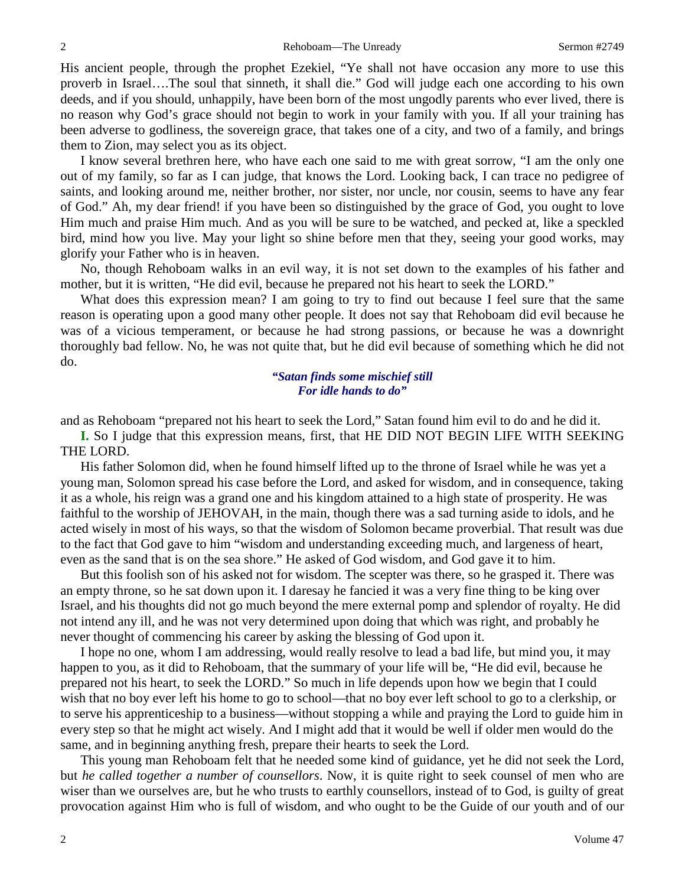His ancient people, through the prophet Ezekiel, "Ye shall not have occasion any more to use this proverb in Israel….The soul that sinneth, it shall die." God will judge each one according to his own deeds, and if you should, unhappily, have been born of the most ungodly parents who ever lived, there is no reason why God's grace should not begin to work in your family with you. If all your training has been adverse to godliness, the sovereign grace, that takes one of a city, and two of a family, and brings them to Zion, may select you as its object.

I know several brethren here, who have each one said to me with great sorrow, "I am the only one out of my family, so far as I can judge, that knows the Lord. Looking back, I can trace no pedigree of saints, and looking around me, neither brother, nor sister, nor uncle, nor cousin, seems to have any fear of God." Ah, my dear friend! if you have been so distinguished by the grace of God, you ought to love Him much and praise Him much. And as you will be sure to be watched, and pecked at, like a speckled bird, mind how you live. May your light so shine before men that they, seeing your good works, may glorify your Father who is in heaven.

No, though Rehoboam walks in an evil way, it is not set down to the examples of his father and mother, but it is written, "He did evil, because he prepared not his heart to seek the LORD."

What does this expression mean? I am going to try to find out because I feel sure that the same reason is operating upon a good many other people. It does not say that Rehoboam did evil because he was of a vicious temperament, or because he had strong passions, or because he was a downright thoroughly bad fellow. No, he was not quite that, but he did evil because of something which he did not do.

> ***"Satan finds some mischief still***
> ***For idle hands to do"***

and as Rehoboam "prepared not his heart to seek the Lord," Satan found him evil to do and he did it.

**I.** So I judge that this expression means, first, that HE DID NOT BEGIN LIFE WITH SEEKING THE LORD.

His father Solomon did, when he found himself lifted up to the throne of Israel while he was yet a young man, Solomon spread his case before the Lord, and asked for wisdom, and in consequence, taking it as a whole, his reign was a grand one and his kingdom attained to a high state of prosperity. He was faithful to the worship of JEHOVAH, in the main, though there was a sad turning aside to idols, and he acted wisely in most of his ways, so that the wisdom of Solomon became proverbial. That result was due to the fact that God gave to him "wisdom and understanding exceeding much, and largeness of heart, even as the sand that is on the sea shore." He asked of God wisdom, and God gave it to him.

But this foolish son of his asked not for wisdom. The scepter was there, so he grasped it. There was an empty throne, so he sat down upon it. I daresay he fancied it was a very fine thing to be king over Israel, and his thoughts did not go much beyond the mere external pomp and splendor of royalty. He did not intend any ill, and he was not very determined upon doing that which was right, and probably he never thought of commencing his career by asking the blessing of God upon it.

I hope no one, whom I am addressing, would really resolve to lead a bad life, but mind you, it may happen to you, as it did to Rehoboam, that the summary of your life will be, "He did evil, because he prepared not his heart, to seek the LORD." So much in life depends upon how we begin that I could wish that no boy ever left his home to go to school—that no boy ever left school to go to a clerkship, or to serve his apprenticeship to a business—without stopping a while and praying the Lord to guide him in every step so that he might act wisely. And I might add that it would be well if older men would do the same, and in beginning anything fresh, prepare their hearts to seek the Lord.

This young man Rehoboam felt that he needed some kind of guidance, yet he did not seek the Lord, but *he called together a number of counsellors*. Now, it is quite right to seek counsel of men who are wiser than we ourselves are, but he who trusts to earthly counsellors, instead of to God, is guilty of great provocation against Him who is full of wisdom, and who ought to be the Guide of our youth and of our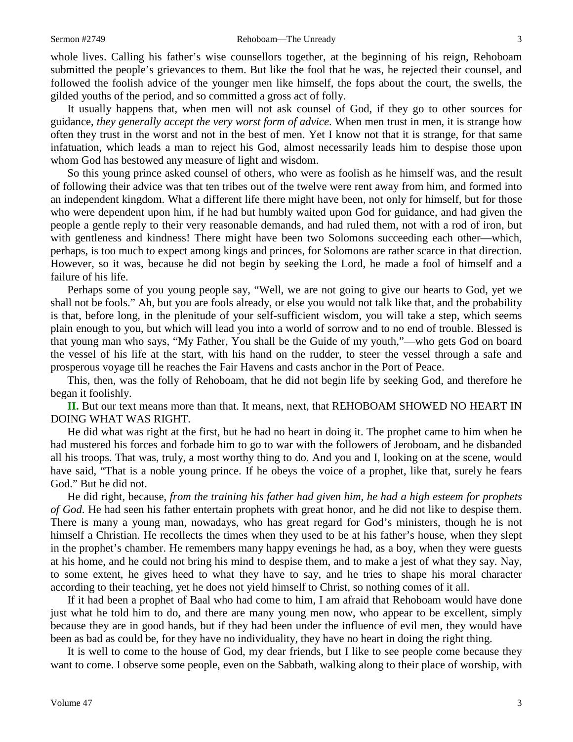whole lives. Calling his father's wise counsellors together, at the beginning of his reign, Rehoboam submitted the people's grievances to them. But like the fool that he was, he rejected their counsel, and followed the foolish advice of the younger men like himself, the fops about the court, the swells, the gilded youths of the period, and so committed a gross act of folly.

It usually happens that, when men will not ask counsel of God, if they go to other sources for guidance, *they generally accept the very worst form of advice*. When men trust in men, it is strange how often they trust in the worst and not in the best of men. Yet I know not that it is strange, for that same infatuation, which leads a man to reject his God, almost necessarily leads him to despise those upon whom God has bestowed any measure of light and wisdom.

So this young prince asked counsel of others, who were as foolish as he himself was, and the result of following their advice was that ten tribes out of the twelve were rent away from him, and formed into an independent kingdom. What a different life there might have been, not only for himself, but for those who were dependent upon him, if he had but humbly waited upon God for guidance, and had given the people a gentle reply to their very reasonable demands, and had ruled them, not with a rod of iron, but with gentleness and kindness! There might have been two Solomons succeeding each other—which, perhaps, is too much to expect among kings and princes, for Solomons are rather scarce in that direction. However, so it was, because he did not begin by seeking the Lord, he made a fool of himself and a failure of his life.

Perhaps some of you young people say, "Well, we are not going to give our hearts to God, yet we shall not be fools." Ah, but you are fools already, or else you would not talk like that, and the probability is that, before long, in the plenitude of your self-sufficient wisdom, you will take a step, which seems plain enough to you, but which will lead you into a world of sorrow and to no end of trouble. Blessed is that young man who says, "My Father, You shall be the Guide of my youth,"—who gets God on board the vessel of his life at the start, with his hand on the rudder, to steer the vessel through a safe and prosperous voyage till he reaches the Fair Havens and casts anchor in the Port of Peace.

This, then, was the folly of Rehoboam, that he did not begin life by seeking God, and therefore he began it foolishly.

**II.** But our text means more than that. It means, next, that REHOBOAM SHOWED NO HEART IN DOING WHAT WAS RIGHT.

He did what was right at the first, but he had no heart in doing it. The prophet came to him when he had mustered his forces and forbade him to go to war with the followers of Jeroboam, and he disbanded all his troops. That was, truly, a most worthy thing to do. And you and I, looking on at the scene, would have said, "That is a noble young prince. If he obeys the voice of a prophet, like that, surely he fears God." But he did not.

He did right, because, *from the training his father had given him, he had a high esteem for prophets of God*. He had seen his father entertain prophets with great honor, and he did not like to despise them. There is many a young man, nowadays, who has great regard for God's ministers, though he is not himself a Christian. He recollects the times when they used to be at his father's house, when they slept in the prophet's chamber. He remembers many happy evenings he had, as a boy, when they were guests at his home, and he could not bring his mind to despise them, and to make a jest of what they say. Nay, to some extent, he gives heed to what they have to say, and he tries to shape his moral character according to their teaching, yet he does not yield himself to Christ, so nothing comes of it all.

If it had been a prophet of Baal who had come to him, I am afraid that Rehoboam would have done just what he told him to do, and there are many young men now, who appear to be excellent, simply because they are in good hands, but if they had been under the influence of evil men, they would have been as bad as could be, for they have no individuality, they have no heart in doing the right thing.

It is well to come to the house of God, my dear friends, but I like to see people come because they want to come. I observe some people, even on the Sabbath, walking along to their place of worship, with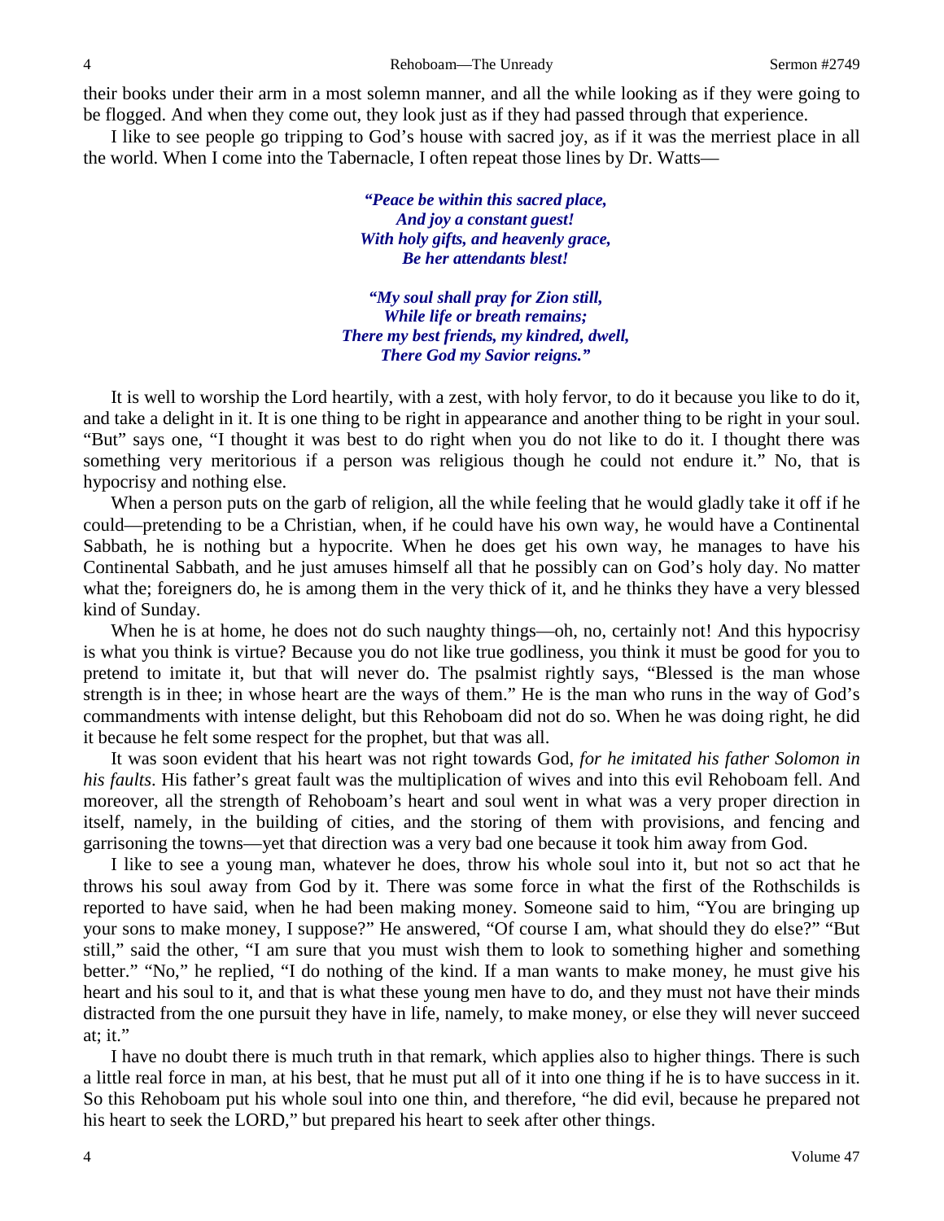their books under their arm in a most solemn manner, and all the while looking as if they were going to be flogged. And when they come out, they look just as if they had passed through that experience.

I like to see people go tripping to God's house with sacred joy, as if it was the merriest place in all the world. When I come into the Tabernacle, I often repeat those lines by Dr. Watts—

> ***"Peace be within this sacred place,***
> ***And joy a constant guest!***
> ***With holy gifts, and heavenly grace,***
> ***Be her attendants blest!***
>
> ***"My soul shall pray for Zion still,***
> ***While life or breath remains;***
> ***There my best friends, my kindred, dwell,***
> ***There God my Savior reigns."***

It is well to worship the Lord heartily, with a zest, with holy fervor, to do it because you like to do it, and take a delight in it. It is one thing to be right in appearance and another thing to be right in your soul. "But" says one, "I thought it was best to do right when you do not like to do it. I thought there was something very meritorious if a person was religious though he could not endure it." No, that is hypocrisy and nothing else.

When a person puts on the garb of religion, all the while feeling that he would gladly take it off if he could—pretending to be a Christian, when, if he could have his own way, he would have a Continental Sabbath, he is nothing but a hypocrite. When he does get his own way, he manages to have his Continental Sabbath, and he just amuses himself all that he possibly can on God's holy day. No matter what the; foreigners do, he is among them in the very thick of it, and he thinks they have a very blessed kind of Sunday.

When he is at home, he does not do such naughty things—oh, no, certainly not! And this hypocrisy is what you think is virtue? Because you do not like true godliness, you think it must be good for you to pretend to imitate it, but that will never do. The psalmist rightly says, "Blessed is the man whose strength is in thee; in whose heart are the ways of them." He is the man who runs in the way of God's commandments with intense delight, but this Rehoboam did not do so. When he was doing right, he did it because he felt some respect for the prophet, but that was all.

It was soon evident that his heart was not right towards God, *for he imitated his father Solomon in his faults*. His father's great fault was the multiplication of wives and into this evil Rehoboam fell. And moreover, all the strength of Rehoboam's heart and soul went in what was a very proper direction in itself, namely, in the building of cities, and the storing of them with provisions, and fencing and garrisoning the towns—yet that direction was a very bad one because it took him away from God.

I like to see a young man, whatever he does, throw his whole soul into it, but not so act that he throws his soul away from God by it. There was some force in what the first of the Rothschilds is reported to have said, when he had been making money. Someone said to him, "You are bringing up your sons to make money, I suppose?" He answered, "Of course I am, what should they do else?" "But still," said the other, "I am sure that you must wish them to look to something higher and something better." "No," he replied, "I do nothing of the kind. If a man wants to make money, he must give his heart and his soul to it, and that is what these young men have to do, and they must not have their minds distracted from the one pursuit they have in life, namely, to make money, or else they will never succeed at; it."

I have no doubt there is much truth in that remark, which applies also to higher things. There is such a little real force in man, at his best, that he must put all of it into one thing if he is to have success in it. So this Rehoboam put his whole soul into one thin, and therefore, "he did evil, because he prepared not his heart to seek the LORD," but prepared his heart to seek after other things.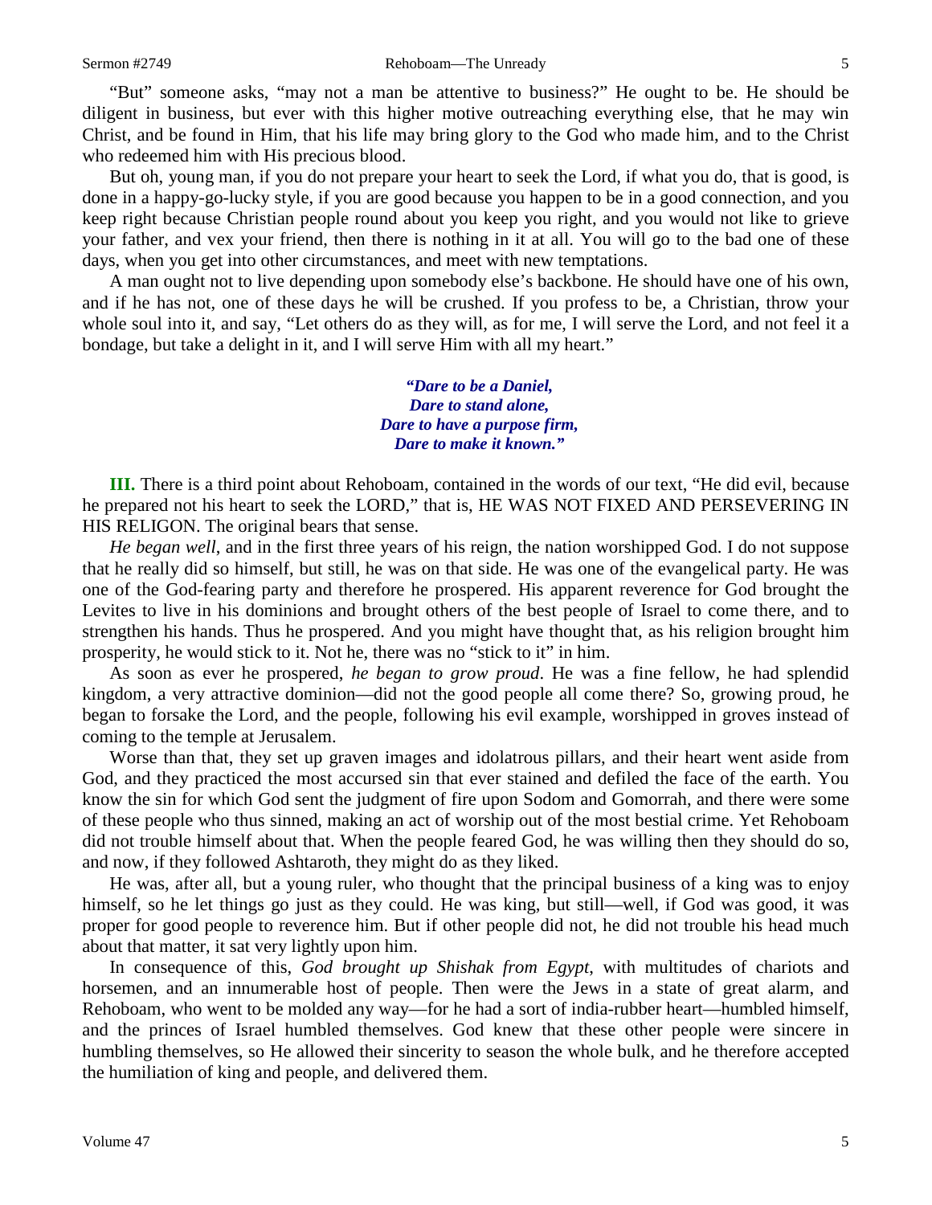"But" someone asks, "may not a man be attentive to business?" He ought to be. He should be diligent in business, but ever with this higher motive outreaching everything else, that he may win Christ, and be found in Him, that his life may bring glory to the God who made him, and to the Christ who redeemed him with His precious blood.

But oh, young man, if you do not prepare your heart to seek the Lord, if what you do, that is good, is done in a happy-go-lucky style, if you are good because you happen to be in a good connection, and you keep right because Christian people round about you keep you right, and you would not like to grieve your father, and vex your friend, then there is nothing in it at all. You will go to the bad one of these days, when you get into other circumstances, and meet with new temptations.

A man ought not to live depending upon somebody else's backbone. He should have one of his own, and if he has not, one of these days he will be crushed. If you profess to be, a Christian, throw your whole soul into it, and say, "Let others do as they will, as for me, I will serve the Lord, and not feel it a bondage, but take a delight in it, and I will serve Him with all my heart."

> *"Dare to be a Daniel,*
> *Dare to stand alone,*
> *Dare to have a purpose firm,*
> *Dare to make it known."*

**III.** There is a third point about Rehoboam, contained in the words of our text, "He did evil, because he prepared not his heart to seek the LORD," that is, HE WAS NOT FIXED AND PERSEVERING IN HIS RELIGON. The original bears that sense.

*He began well*, and in the first three years of his reign, the nation worshipped God. I do not suppose that he really did so himself, but still, he was on that side. He was one of the evangelical party. He was one of the God-fearing party and therefore he prospered. His apparent reverence for God brought the Levites to live in his dominions and brought others of the best people of Israel to come there, and to strengthen his hands. Thus he prospered. And you might have thought that, as his religion brought him prosperity, he would stick to it. Not he, there was no "stick to it" in him.

As soon as ever he prospered, *he began to grow proud*. He was a fine fellow, he had splendid kingdom, a very attractive dominion—did not the good people all come there? So, growing proud, he began to forsake the Lord, and the people, following his evil example, worshipped in groves instead of coming to the temple at Jerusalem.

Worse than that, they set up graven images and idolatrous pillars, and their heart went aside from God, and they practiced the most accursed sin that ever stained and defiled the face of the earth. You know the sin for which God sent the judgment of fire upon Sodom and Gomorrah, and there were some of these people who thus sinned, making an act of worship out of the most bestial crime. Yet Rehoboam did not trouble himself about that. When the people feared God, he was willing then they should do so, and now, if they followed Ashtaroth, they might do as they liked.

He was, after all, but a young ruler, who thought that the principal business of a king was to enjoy himself, so he let things go just as they could. He was king, but still—well, if God was good, it was proper for good people to reverence him. But if other people did not, he did not trouble his head much about that matter, it sat very lightly upon him.

In consequence of this, *God brought up Shishak from Egypt*, with multitudes of chariots and horsemen, and an innumerable host of people. Then were the Jews in a state of great alarm, and Rehoboam, who went to be molded any way—for he had a sort of india-rubber heart—humbled himself, and the princes of Israel humbled themselves. God knew that these other people were sincere in humbling themselves, so He allowed their sincerity to season the whole bulk, and he therefore accepted the humiliation of king and people, and delivered them.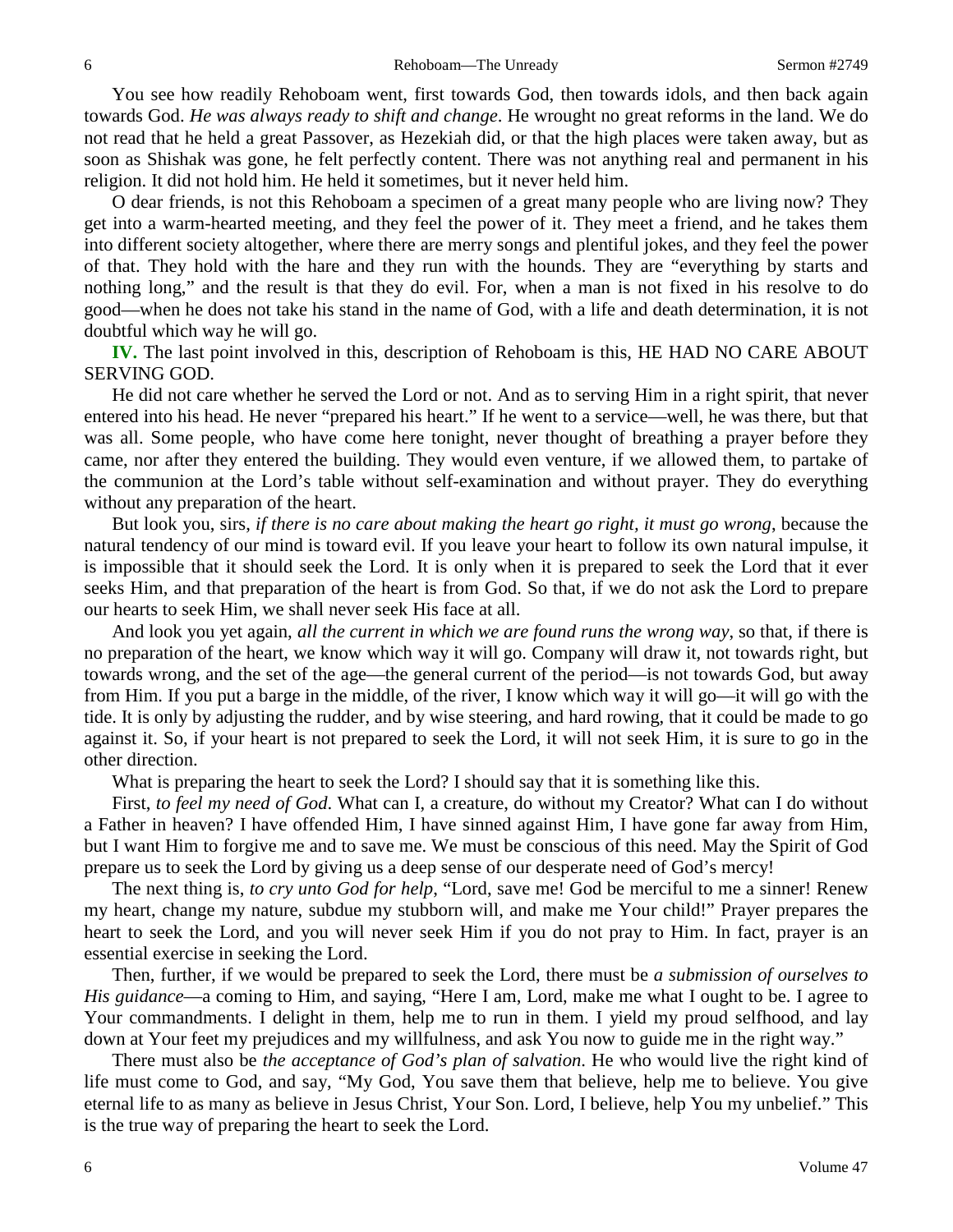You see how readily Rehoboam went, first towards God, then towards idols, and then back again towards God. *He was always ready to shift and change*. He wrought no great reforms in the land. We do not read that he held a great Passover, as Hezekiah did, or that the high places were taken away, but as soon as Shishak was gone, he felt perfectly content. There was not anything real and permanent in his religion. It did not hold him. He held it sometimes, but it never held him.

O dear friends, is not this Rehoboam a specimen of a great many people who are living now? They get into a warm-hearted meeting, and they feel the power of it. They meet a friend, and he takes them into different society altogether, where there are merry songs and plentiful jokes, and they feel the power of that. They hold with the hare and they run with the hounds. They are "everything by starts and nothing long," and the result is that they do evil. For, when a man is not fixed in his resolve to do good—when he does not take his stand in the name of God, with a life and death determination, it is not doubtful which way he will go.

**IV.** The last point involved in this, description of Rehoboam is this, HE HAD NO CARE ABOUT SERVING GOD.

He did not care whether he served the Lord or not. And as to serving Him in a right spirit, that never entered into his head. He never "prepared his heart." If he went to a service—well, he was there, but that was all. Some people, who have come here tonight, never thought of breathing a prayer before they came, nor after they entered the building. They would even venture, if we allowed them, to partake of the communion at the Lord's table without self-examination and without prayer. They do everything without any preparation of the heart.

But look you, sirs, *if there is no care about making the heart go right, it must go wrong*, because the natural tendency of our mind is toward evil. If you leave your heart to follow its own natural impulse, it is impossible that it should seek the Lord. It is only when it is prepared to seek the Lord that it ever seeks Him, and that preparation of the heart is from God. So that, if we do not ask the Lord to prepare our hearts to seek Him, we shall never seek His face at all.

And look you yet again, *all the current in which we are found runs the wrong way*, so that, if there is no preparation of the heart, we know which way it will go. Company will draw it, not towards right, but towards wrong, and the set of the age—the general current of the period—is not towards God, but away from Him. If you put a barge in the middle, of the river, I know which way it will go—it will go with the tide. It is only by adjusting the rudder, and by wise steering, and hard rowing, that it could be made to go against it. So, if your heart is not prepared to seek the Lord, it will not seek Him, it is sure to go in the other direction.

What is preparing the heart to seek the Lord? I should say that it is something like this.

First, *to feel my need of God*. What can I, a creature, do without my Creator? What can I do without a Father in heaven? I have offended Him, I have sinned against Him, I have gone far away from Him, but I want Him to forgive me and to save me. We must be conscious of this need. May the Spirit of God prepare us to seek the Lord by giving us a deep sense of our desperate need of God's mercy!

The next thing is, *to cry unto God for help*, "Lord, save me! God be merciful to me a sinner! Renew my heart, change my nature, subdue my stubborn will, and make me Your child!" Prayer prepares the heart to seek the Lord, and you will never seek Him if you do not pray to Him. In fact, prayer is an essential exercise in seeking the Lord.

Then, further, if we would be prepared to seek the Lord, there must be *a submission of ourselves to His guidance*—a coming to Him, and saying, "Here I am, Lord, make me what I ought to be. I agree to Your commandments. I delight in them, help me to run in them. I yield my proud selfhood, and lay down at Your feet my prejudices and my willfulness, and ask You now to guide me in the right way."

There must also be *the acceptance of God's plan of salvation*. He who would live the right kind of life must come to God, and say, "My God, You save them that believe, help me to believe. You give eternal life to as many as believe in Jesus Christ, Your Son. Lord, I believe, help You my unbelief." This is the true way of preparing the heart to seek the Lord.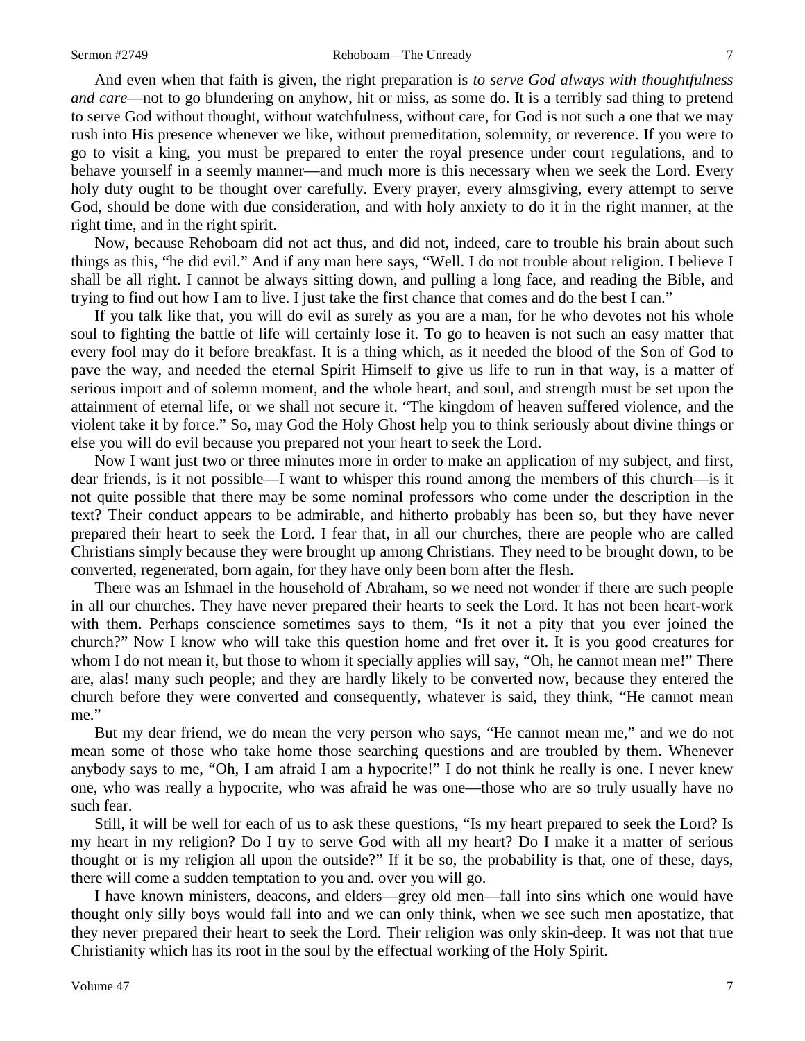And even when that faith is given, the right preparation is *to serve God always with thoughtfulness and care*—not to go blundering on anyhow, hit or miss, as some do. It is a terribly sad thing to pretend to serve God without thought, without watchfulness, without care, for God is not such a one that we may rush into His presence whenever we like, without premeditation, solemnity, or reverence. If you were to go to visit a king, you must be prepared to enter the royal presence under court regulations, and to behave yourself in a seemly manner—and much more is this necessary when we seek the Lord. Every holy duty ought to be thought over carefully. Every prayer, every almsgiving, every attempt to serve God, should be done with due consideration, and with holy anxiety to do it in the right manner, at the right time, and in the right spirit.

Now, because Rehoboam did not act thus, and did not, indeed, care to trouble his brain about such things as this, "he did evil." And if any man here says, "Well. I do not trouble about religion. I believe I shall be all right. I cannot be always sitting down, and pulling a long face, and reading the Bible, and trying to find out how I am to live. I just take the first chance that comes and do the best I can."

If you talk like that, you will do evil as surely as you are a man, for he who devotes not his whole soul to fighting the battle of life will certainly lose it. To go to heaven is not such an easy matter that every fool may do it before breakfast. It is a thing which, as it needed the blood of the Son of God to pave the way, and needed the eternal Spirit Himself to give us life to run in that way, is a matter of serious import and of solemn moment, and the whole heart, and soul, and strength must be set upon the attainment of eternal life, or we shall not secure it. "The kingdom of heaven suffered violence, and the violent take it by force." So, may God the Holy Ghost help you to think seriously about divine things or else you will do evil because you prepared not your heart to seek the Lord.

Now I want just two or three minutes more in order to make an application of my subject, and first, dear friends, is it not possible—I want to whisper this round among the members of this church—is it not quite possible that there may be some nominal professors who come under the description in the text? Their conduct appears to be admirable, and hitherto probably has been so, but they have never prepared their heart to seek the Lord. I fear that, in all our churches, there are people who are called Christians simply because they were brought up among Christians. They need to be brought down, to be converted, regenerated, born again, for they have only been born after the flesh.

There was an Ishmael in the household of Abraham, so we need not wonder if there are such people in all our churches. They have never prepared their hearts to seek the Lord. It has not been heart-work with them. Perhaps conscience sometimes says to them, "Is it not a pity that you ever joined the church?" Now I know who will take this question home and fret over it. It is you good creatures for whom I do not mean it, but those to whom it specially applies will say, "Oh, he cannot mean me!" There are, alas! many such people; and they are hardly likely to be converted now, because they entered the church before they were converted and consequently, whatever is said, they think, "He cannot mean me."

But my dear friend, we do mean the very person who says, "He cannot mean me," and we do not mean some of those who take home those searching questions and are troubled by them. Whenever anybody says to me, "Oh, I am afraid I am a hypocrite!" I do not think he really is one. I never knew one, who was really a hypocrite, who was afraid he was one—those who are so truly usually have no such fear.

Still, it will be well for each of us to ask these questions, "Is my heart prepared to seek the Lord? Is my heart in my religion? Do I try to serve God with all my heart? Do I make it a matter of serious thought or is my religion all upon the outside?" If it be so, the probability is that, one of these, days, there will come a sudden temptation to you and. over you will go.

I have known ministers, deacons, and elders—grey old men—fall into sins which one would have thought only silly boys would fall into and we can only think, when we see such men apostatize, that they never prepared their heart to seek the Lord. Their religion was only skin-deep. It was not that true Christianity which has its root in the soul by the effectual working of the Holy Spirit.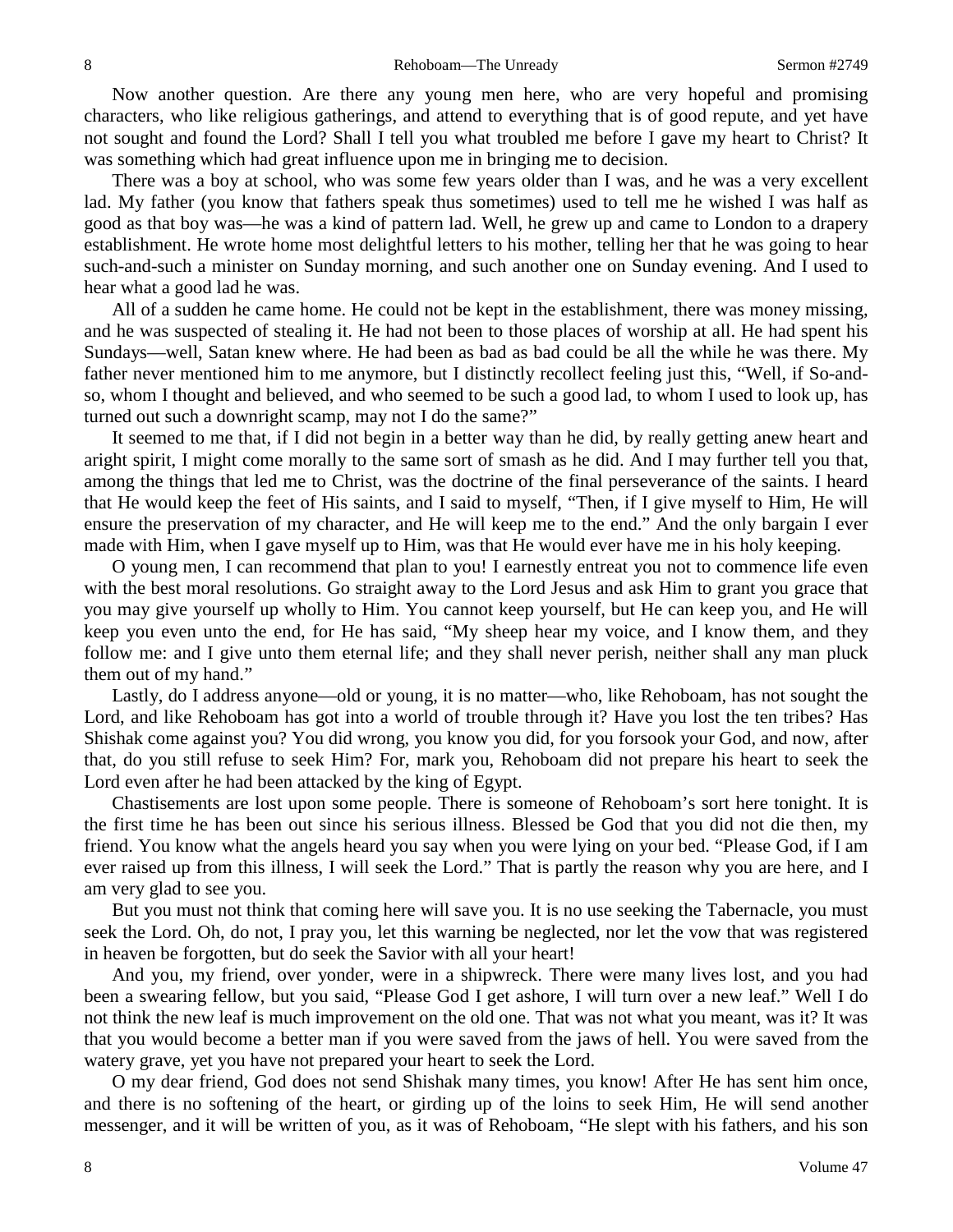Now another question. Are there any young men here, who are very hopeful and promising characters, who like religious gatherings, and attend to everything that is of good repute, and yet have not sought and found the Lord? Shall I tell you what troubled me before I gave my heart to Christ? It was something which had great influence upon me in bringing me to decision.

There was a boy at school, who was some few years older than I was, and he was a very excellent lad. My father (you know that fathers speak thus sometimes) used to tell me he wished I was half as good as that boy was—he was a kind of pattern lad. Well, he grew up and came to London to a drapery establishment. He wrote home most delightful letters to his mother, telling her that he was going to hear such-and-such a minister on Sunday morning, and such another one on Sunday evening. And I used to hear what a good lad he was.

All of a sudden he came home. He could not be kept in the establishment, there was money missing, and he was suspected of stealing it. He had not been to those places of worship at all. He had spent his Sundays—well, Satan knew where. He had been as bad as bad could be all the while he was there. My father never mentioned him to me anymore, but I distinctly recollect feeling just this, "Well, if So-and-so, whom I thought and believed, and who seemed to be such a good lad, to whom I used to look up, has turned out such a downright scamp, may not I do the same?"

It seemed to me that, if I did not begin in a better way than he did, by really getting anew heart and aright spirit, I might come morally to the same sort of smash as he did. And I may further tell you that, among the things that led me to Christ, was the doctrine of the final perseverance of the saints. I heard that He would keep the feet of His saints, and I said to myself, "Then, if I give myself to Him, He will ensure the preservation of my character, and He will keep me to the end." And the only bargain I ever made with Him, when I gave myself up to Him, was that He would ever have me in his holy keeping.

O young men, I can recommend that plan to you! I earnestly entreat you not to commence life even with the best moral resolutions. Go straight away to the Lord Jesus and ask Him to grant you grace that you may give yourself up wholly to Him. You cannot keep yourself, but He can keep you, and He will keep you even unto the end, for He has said, "My sheep hear my voice, and I know them, and they follow me: and I give unto them eternal life; and they shall never perish, neither shall any man pluck them out of my hand."

Lastly, do I address anyone—old or young, it is no matter—who, like Rehoboam, has not sought the Lord, and like Rehoboam has got into a world of trouble through it? Have you lost the ten tribes? Has Shishak come against you? You did wrong, you know you did, for you forsook your God, and now, after that, do you still refuse to seek Him? For, mark you, Rehoboam did not prepare his heart to seek the Lord even after he had been attacked by the king of Egypt.

Chastisements are lost upon some people. There is someone of Rehoboam's sort here tonight. It is the first time he has been out since his serious illness. Blessed be God that you did not die then, my friend. You know what the angels heard you say when you were lying on your bed. "Please God, if I am ever raised up from this illness, I will seek the Lord." That is partly the reason why you are here, and I am very glad to see you.

But you must not think that coming here will save you. It is no use seeking the Tabernacle, you must seek the Lord. Oh, do not, I pray you, let this warning be neglected, nor let the vow that was registered in heaven be forgotten, but do seek the Savior with all your heart!

And you, my friend, over yonder, were in a shipwreck. There were many lives lost, and you had been a swearing fellow, but you said, "Please God I get ashore, I will turn over a new leaf." Well I do not think the new leaf is much improvement on the old one. That was not what you meant, was it? It was that you would become a better man if you were saved from the jaws of hell. You were saved from the watery grave, yet you have not prepared your heart to seek the Lord.

O my dear friend, God does not send Shishak many times, you know! After He has sent him once, and there is no softening of the heart, or girding up of the loins to seek Him, He will send another messenger, and it will be written of you, as it was of Rehoboam, "He slept with his fathers, and his son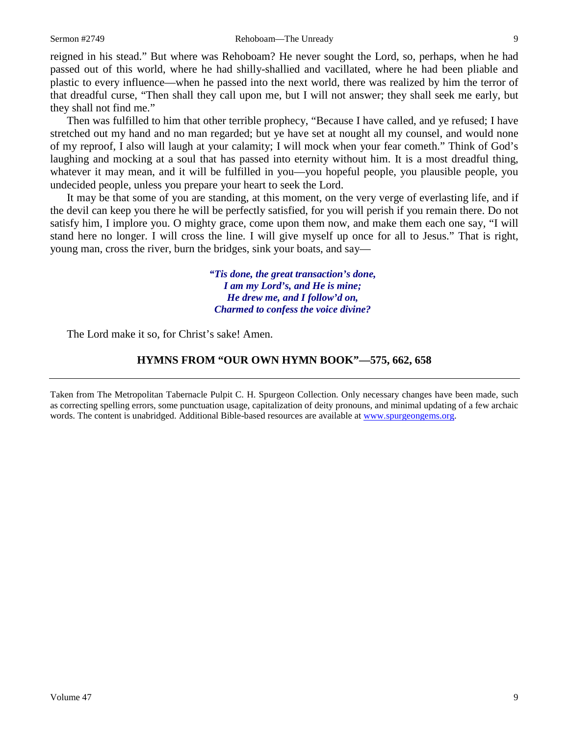reigned in his stead." But where was Rehoboam? He never sought the Lord, so, perhaps, when he had passed out of this world, where he had shilly-shallied and vacillated, where he had been pliable and plastic to every influence—when he passed into the next world, there was realized by him the terror of that dreadful curse, "Then shall they call upon me, but I will not answer; they shall seek me early, but they shall not find me."

Then was fulfilled to him that other terrible prophecy, "Because I have called, and ye refused; I have stretched out my hand and no man regarded; but ye have set at nought all my counsel, and would none of my reproof, I also will laugh at your calamity; I will mock when your fear cometh." Think of God's laughing and mocking at a soul that has passed into eternity without him. It is a most dreadful thing, whatever it may mean, and it will be fulfilled in you—you hopeful people, you plausible people, you undecided people, unless you prepare your heart to seek the Lord.

It may be that some of you are standing, at this moment, on the very verge of everlasting life, and if the devil can keep you there he will be perfectly satisfied, for you will perish if you remain there. Do not satisfy him, I implore you. O mighty grace, come upon them now, and make them each one say, "I will stand here no longer. I will cross the line. I will give myself up once for all to Jesus." That is right, young man, cross the river, burn the bridges, sink your boats, and say—

*"Tis done, the great transaction's done,*
*I am my Lord's, and He is mine;*
*He drew me, and I follow'd on,*
*Charmed to confess the voice divine?*

The Lord make it so, for Christ's sake! Amen.

**HYMNS FROM "OUR OWN HYMN BOOK"—575, 662, 658**

---

Taken from The Metropolitan Tabernacle Pulpit C. H. Spurgeon Collection. Only necessary changes have been made, such as correcting spelling errors, some punctuation usage, capitalization of deity pronouns, and minimal updating of a few archaic words. The content is unabridged. Additional Bible-based resources are available at www.spurgeongems.org.